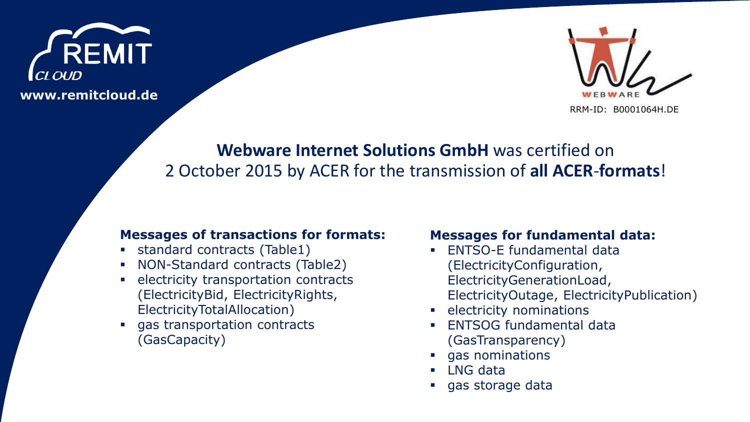REMIT CLOUD

www.remitcloud.de

WEBWARE

RRM-ID: B0001064H.DE

## **Webware Internet Solutions GmbH** was certified on 2 October 2015 by ACER for the transmission of **all ACER-formats**!

**Messages of transactions for formats:**

- standard contracts (Table1)
- NON-Standard contracts (Table2)
- electricity transportation contracts (ElectricityBid, ElectricityRights, ElectricityTotalAllocation)
- gas transportation contracts (GasCapacity)

**Messages for fundamental data:**

- ENTSO-E fundamental data (ElectricityConfiguration, ElectricityGenerationLoad, ElectricityOutage, ElectricityPublication)
- electricity nominations
- ENTSOG fundamental data (GasTransparency)
- gas nominations
- LNG data
- gas storage data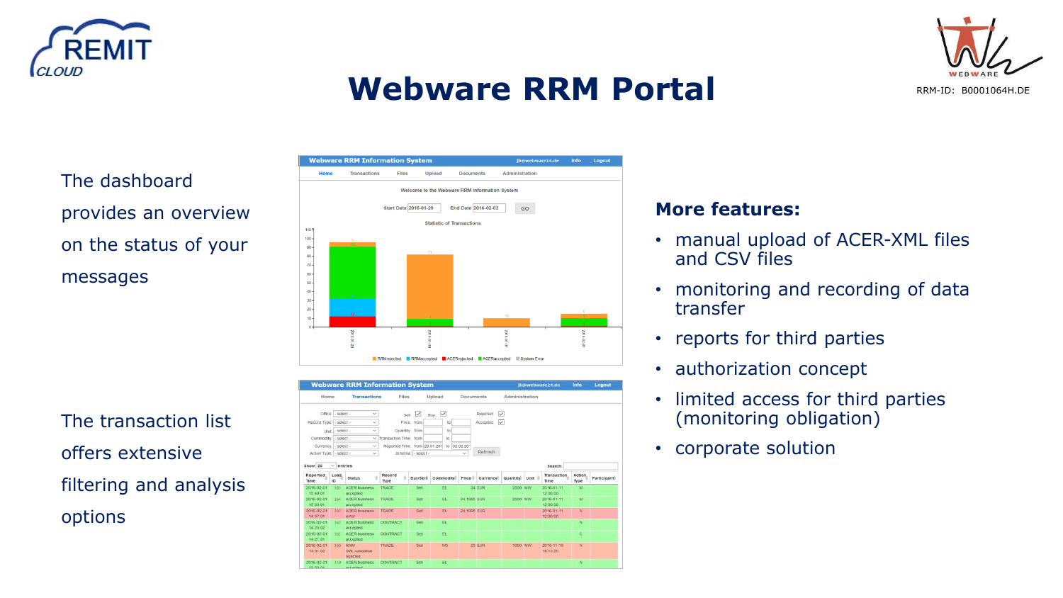# Webware RRM Portal

RRM-ID: B0001064H.DE

The dashboard provides an overview on the status of your messages

The transaction list offers extensive filtering and analysis options

**More features:**

- manual upload of ACER-XML files and CSV files
- monitoring and recording of data transfer
- reports for third parties
- authorization concept
- limited access for third parties (monitoring obligation)
- corporate solution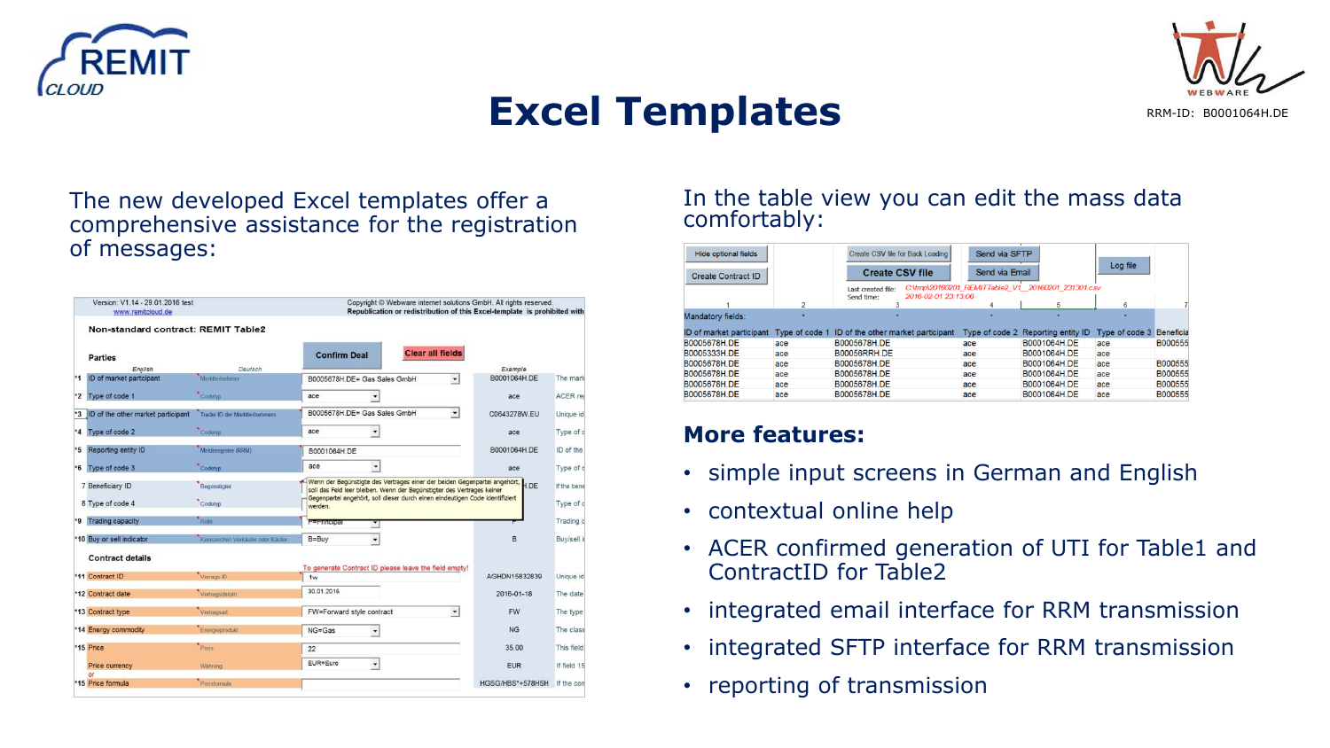# Excel Templates

RRM-ID: B0001064H.DE

The new developed Excel templates offer a comprehensive assistance for the registration of messages:

In the table view you can edit the mass data comfortably:

**More features:**

- simple input screens in German and English
- contextual online help
- ACER confirmed generation of UTI for Table1 and ContractID for Table2
- integrated email interface for RRM transmission
- integrated SFTP interface for RRM transmission
- reporting of transmission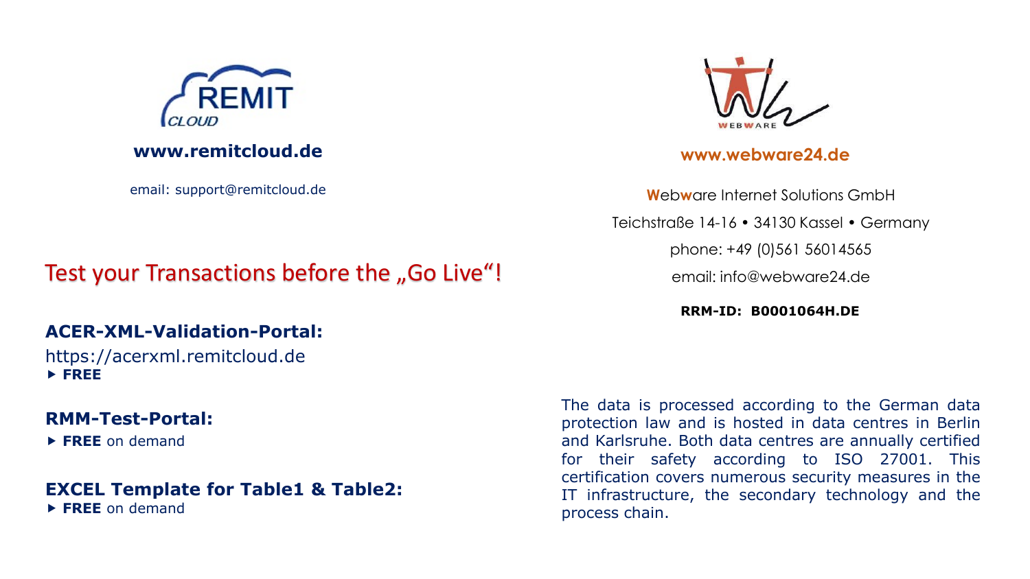REMIT CLOUD

**www.remitcloud.de**

email: support@remitcloud.de

## Test your Transactions before the „Go Live“!

### ACER-XML-Validation-Portal:

https://acerxml.remitcloud.de
- **FREE**

### RMM-Test-Portal:

- **FREE** on demand

### EXCEL Template for Table1 & Table2:

- **FREE** on demand

WEBWARE

**www.webware24.de**

Webware Internet Solutions GmbH

Teichstraße 14-16 • 34130 Kassel • Germany

phone: +49 (0)561 56014565

email: info@webware24.de

**RRM-ID: B0001064H.DE**

The data is processed according to the German data protection law and is hosted in data centres in Berlin and Karlsruhe. Both data centres are annually certified for their safety according to ISO 27001. This certification covers numerous security measures in the IT infrastructure, the secondary technology and the process chain.